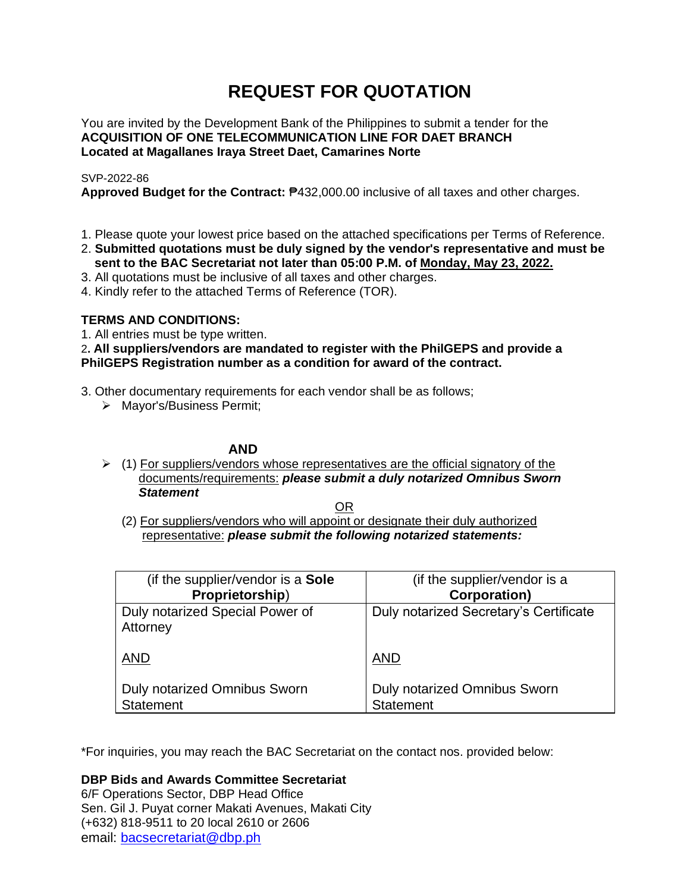# REQUEST FOR QUOTATION

You are invited by the Development Bank of the Philippines to submit a tender for the
**ACQUISITION OF ONE TELECOMMUNICATION LINE FOR DAET BRANCH**
**Located at Magallanes Iraya Street Daet, Camarines Norte**

SVP-2022-86
**Approved Budget for the Contract:** ₱432,000.00 inclusive of all taxes and other charges.

1. Please quote your lowest price based on the attached specifications per Terms of Reference.
2. **Submitted quotations must be duly signed by the vendor's representative and must be sent to the BAC Secretariat not later than 05:00 P.M. of Monday, May 23, 2022.**
3. All quotations must be inclusive of all taxes and other charges.
4. Kindly refer to the attached Terms of Reference (TOR).

**TERMS AND CONDITIONS:**

1. All entries must be type written.
2. **All suppliers/vendors are mandated to register with the PhilGEPS and provide a PhilGEPS Registration number as a condition for award of the contract.**
3. Other documentary requirements for each vendor shall be as follows;
   - Mayor's/Business Permit;

**AND**

- (1) For suppliers/vendors whose representatives are the official signatory of the documents/requirements: ***please submit a duly notarized Omnibus Sworn Statement***

  OR

  (2) For suppliers/vendors who will appoint or designate their duly authorized representative: ***please submit the following notarized statements:***

| (if the supplier/vendor is a **Sole Proprietorship**) | (if the supplier/vendor is a **Corporation)** |
|---|---|
| Duly notarized Special Power of Attorney<br><br>AND<br><br>Duly notarized Omnibus Sworn Statement | Duly notarized Secretary's Certificate<br><br>AND<br><br>Duly notarized Omnibus Sworn Statement |

*For inquiries, you may reach the BAC Secretariat on the contact nos. provided below:

**DBP Bids and Awards Committee Secretariat**
6/F Operations Sector, DBP Head Office
Sen. Gil J. Puyat corner Makati Avenues, Makati City
(+632) 818-9511 to 20 local 2610 or 2606
email: bacsecretariat@dbp.ph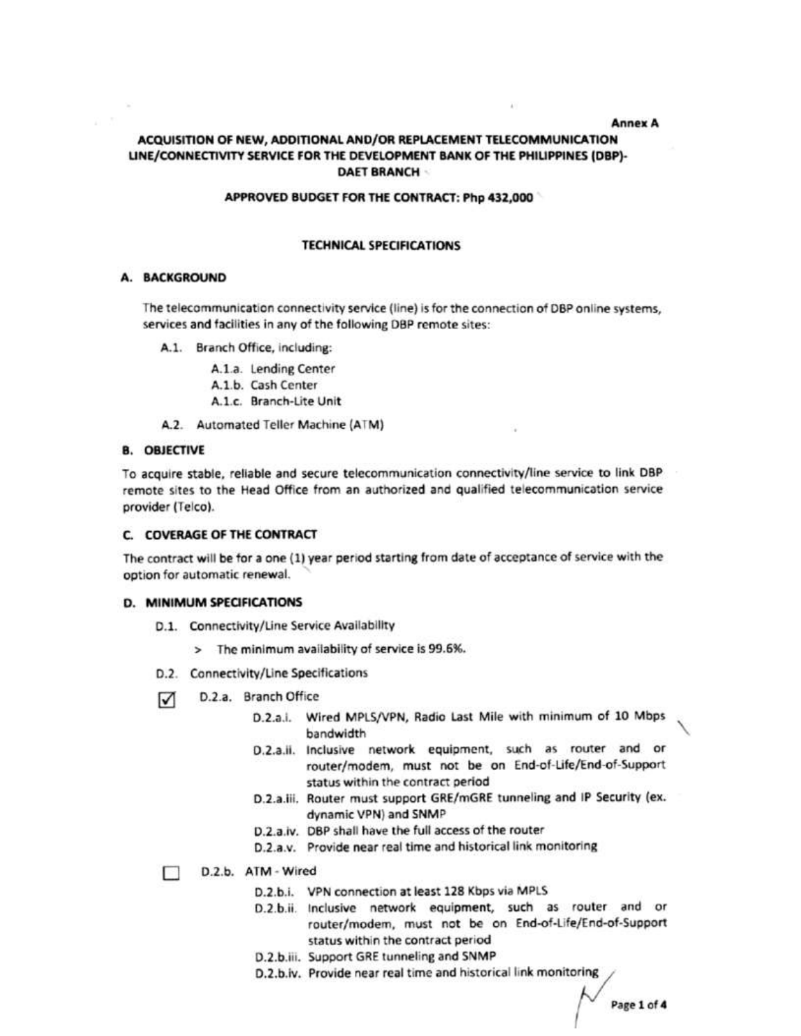Annex A

# ACQUISITION OF NEW, ADDITIONAL AND/OR REPLACEMENT TELECOMMUNICATION LINE/CONNECTIVITY SERVICE FOR THE DEVELOPMENT BANK OF THE PHILIPPINES (DBP)-DAET BRANCH

**APPROVED BUDGET FOR THE CONTRACT: Php 432,000**

## TECHNICAL SPECIFICATIONS

### A. BACKGROUND

The telecommunication connectivity service (line) is for the connection of DBP online systems, services and facilities in any of the following DBP remote sites:

- A.1. Branch Office, including:
  - A.1.a. Lending Center
  - A.1.b. Cash Center
  - A.1.c. Branch-Lite Unit
- A.2. Automated Teller Machine (ATM)

### B. OBJECTIVE

To acquire stable, reliable and secure telecommunication connectivity/line service to link DBP remote sites to the Head Office from an authorized and qualified telecommunication service provider (Telco).

### C. COVERAGE OF THE CONTRACT

The contract will be for a one (1) year period starting from date of acceptance of service with the option for automatic renewal.

### D. MINIMUM SPECIFICATIONS

- D.1. Connectivity/Line Service Availability
  - > The minimum availability of service is 99.6%.
- D.2. Connectivity/Line Specifications

☑ D.2.a. Branch Office

- D.2.a.i. Wired MPLS/VPN, Radio Last Mile with minimum of 10 Mbps bandwidth
- D.2.a.ii. Inclusive network equipment, such as router and or router/modem, must not be on End-of-Life/End-of-Support status within the contract period
- D.2.a.iii. Router must support GRE/mGRE tunneling and IP Security (ex. dynamic VPN) and SNMP
- D.2.a.iv. DBP shall have the full access of the router
- D.2.a.v. Provide near real time and historical link monitoring

☐ D.2.b. ATM - Wired

- D.2.b.i. VPN connection at least 128 Kbps via MPLS
- D.2.b.ii. Inclusive network equipment, such as router and or router/modem, must not be on End-of-Life/End-of-Support status within the contract period
- D.2.b.iii. Support GRE tunneling and SNMP
- D.2.b.iv. Provide near real time and historical link monitoring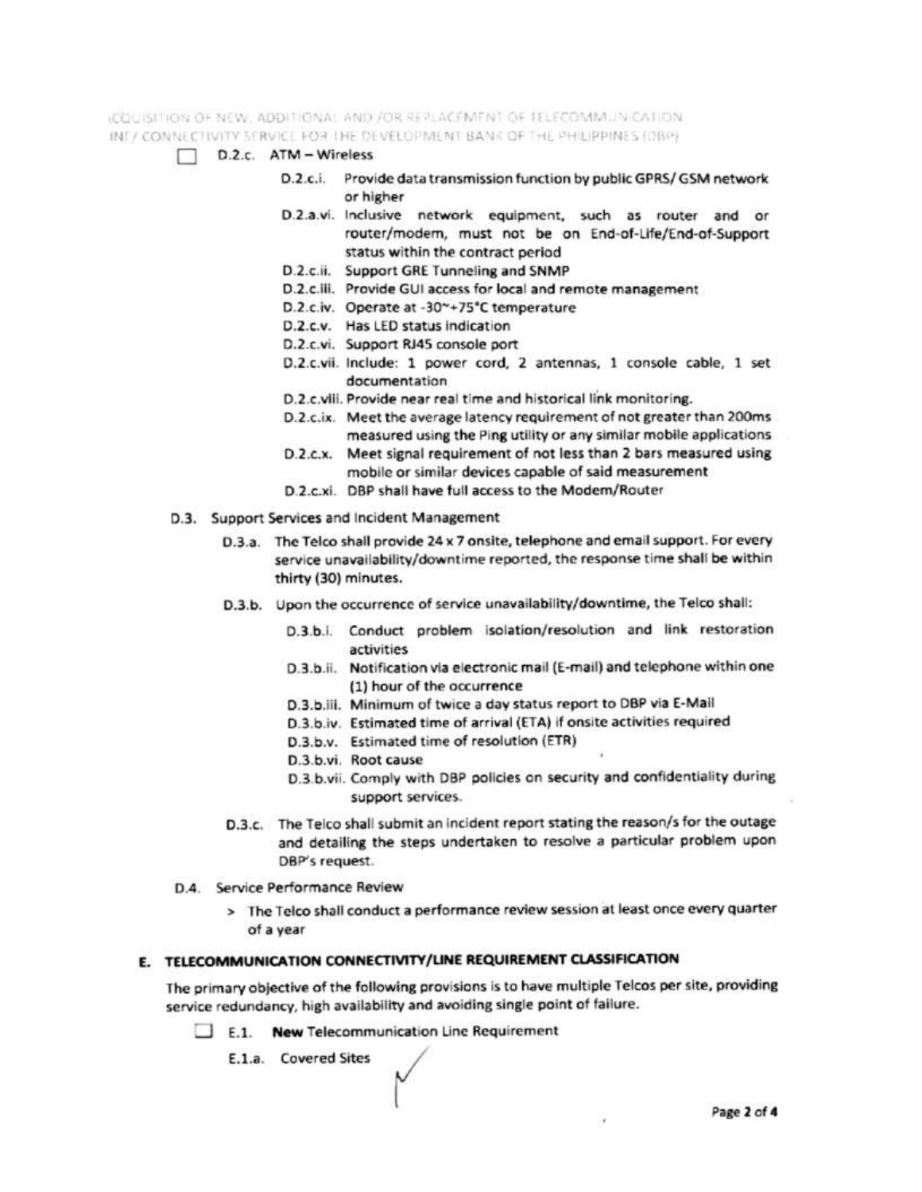☐ D.2.c. ATM – Wireless

- D.2.c.i. Provide data transmission function by public GPRS/ GSM network or higher
- D.2.a.vi. Inclusive network equipment, such as router and or router/modem, must not be on End-of-Life/End-of-Support status within the contract period
- D.2.c.ii. Support GRE Tunneling and SNMP
- D.2.c.iii. Provide GUI access for local and remote management
- D.2.c.iv. Operate at -30~+75°C temperature
- D.2.c.v. Has LED status indication
- D.2.c.vi. Support RJ45 console port
- D.2.c.vii. Include: 1 power cord, 2 antennas, 1 console cable, 1 set documentation
- D.2.c.viii. Provide near real time and historical link monitoring.
- D.2.c.ix. Meet the average latency requirement of not greater than 200ms measured using the Ping utility or any similar mobile applications
- D.2.c.x. Meet signal requirement of not less than 2 bars measured using mobile or similar devices capable of said measurement
- D.2.c.xi. DBP shall have full access to the Modem/Router

D.3. Support Services and Incident Management

D.3.a. The Telco shall provide 24 x 7 onsite, telephone and email support. For every service unavailability/downtime reported, the response time shall be within **thirty (30) minutes.**

D.3.b. Upon the occurrence of service unavailability/downtime, the Telco shall:

- D.3.b.i. Conduct problem isolation/resolution and link restoration activities
- D.3.b.ii. Notification via electronic mail (E-mail) and telephone within one (1) hour of the occurrence
- D.3.b.iii. Minimum of twice a day status report to DBP via E-Mail
- D.3.b.iv. Estimated time of arrival (ETA) if onsite activities required
- D.3.b.v. Estimated time of resolution (ETR)
- D.3.b.vi. Root cause
- D.3.b.vii. Comply with DBP policies on security and confidentiality during support services.

D.3.c. The Telco shall submit an incident report stating the reason/s for the outage and detailing the steps undertaken to resolve a particular problem upon DBP's request.

D.4. Service Performance Review

> The Telco shall conduct a performance review session at least once every quarter of a year

## E. TELECOMMUNICATION CONNECTIVITY/LINE REQUIREMENT CLASSIFICATION

The primary objective of the following provisions is to have multiple Telcos per site, providing service redundancy, high availability and avoiding single point of failure.

☐ E.1. **New** Telecommunication Line Requirement

E.1.a. Covered Sites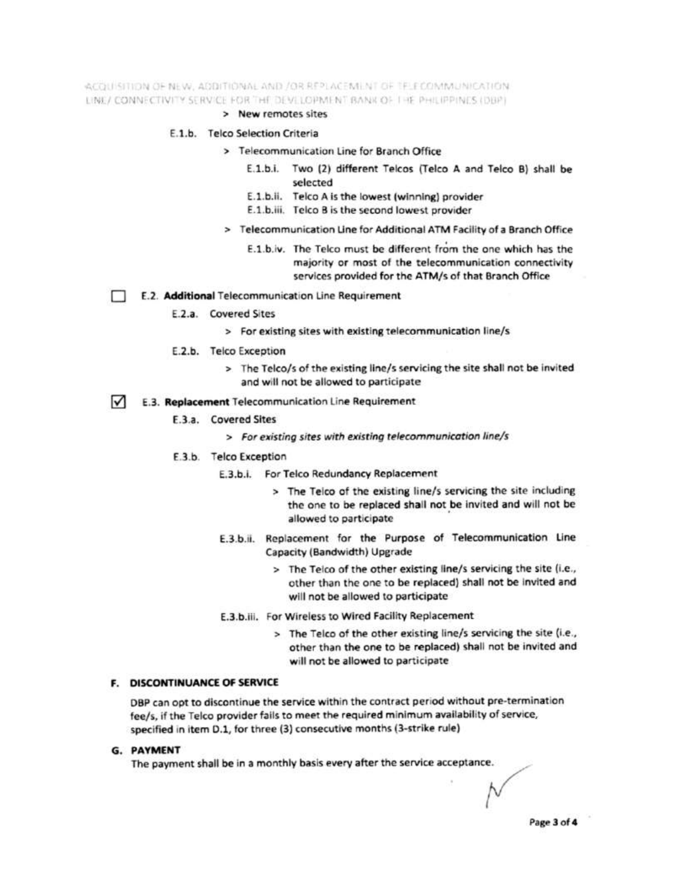- > New remotes sites

E.1.b. Telco Selection Criteria

- > Telecommunication Line for Branch Office
  - E.1.b.i. Two (2) different Telcos (Telco A and Telco B) shall be selected
  - E.1.b.ii. Telco A is the lowest (winning) provider
  - E.1.b.iii. Telco B is the second lowest provider
- > Telecommunication Line for Additional ATM Facility of a Branch Office
  - E.1.b.iv. The Telco must be different from the one which has the majority or most of the telecommunication connectivity services provided for the ATM/s of that Branch Office

☐ E.2. **Additional** Telecommunication Line Requirement

E.2.a. Covered Sites

- > For existing sites with existing telecommunication line/s

E.2.b. Telco Exception

- > The Telco/s of the existing line/s servicing the site shall not be invited and will not be allowed to participate

☑ E.3. **Replacement** Telecommunication Line Requirement

E.3.a. Covered Sites

- > *For existing sites with existing telecommunication line/s*

E.3.b. Telco Exception

E.3.b.i. For Telco Redundancy Replacement

- > The Telco of the existing line/s servicing the site including the one to be replaced shall not be invited and will not be allowed to participate

E.3.b.ii. Replacement for the Purpose of Telecommunication Line Capacity (Bandwidth) Upgrade

- > The Telco of the other existing line/s servicing the site (i.e., other than the one to be replaced) shall not be invited and will not be allowed to participate

E.3.b.iii. For Wireless to Wired Facility Replacement

- > The Telco of the other existing line/s servicing the site (i.e., other than the one to be replaced) shall not be invited and will not be allowed to participate

## F. DISCONTINUANCE OF SERVICE

DBP can opt to discontinue the service within the contract period without pre-termination fee/s, if the Telco provider fails to meet the required minimum availability of service, specified in item D.1, for three (3) consecutive months (3-strike rule)

## G. PAYMENT

The payment shall be in a monthly basis every after the service acceptance.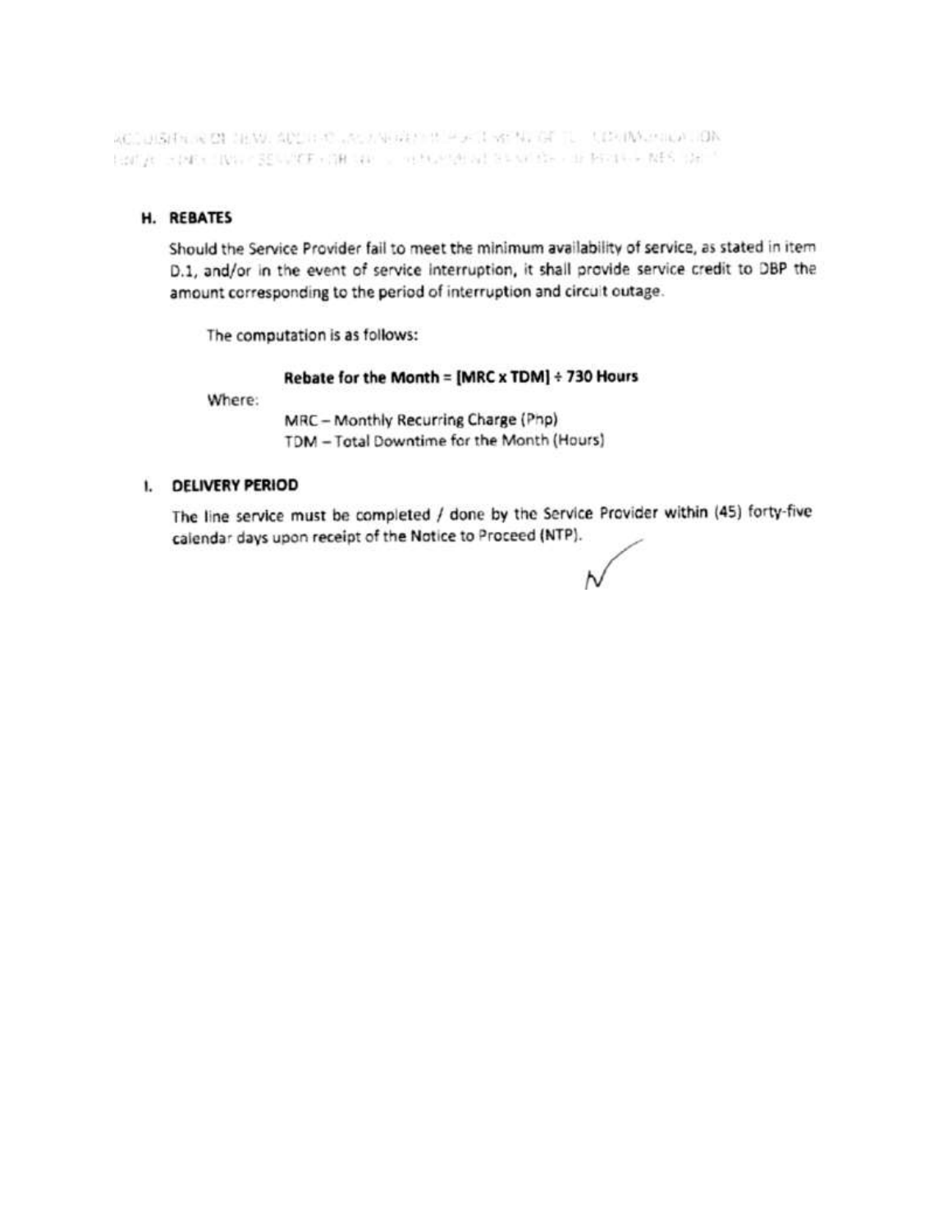## H. REBATES

Should the Service Provider fail to meet the minimum availability of service, as stated in item D.1, and/or in the event of service interruption, it shall provide service credit to DBP the amount corresponding to the period of interruption and circuit outage.

The computation is as follows:

**Rebate for the Month = [MRC x TDM] ÷ 730 Hours**

Where:

MRC – Monthly Recurring Charge (Php)
TDM – Total Downtime for the Month (Hours)

## I. DELIVERY PERIOD

The line service must be completed / done by the Service Provider within (45) forty-five calendar days upon receipt of the Notice to Proceed (NTP).